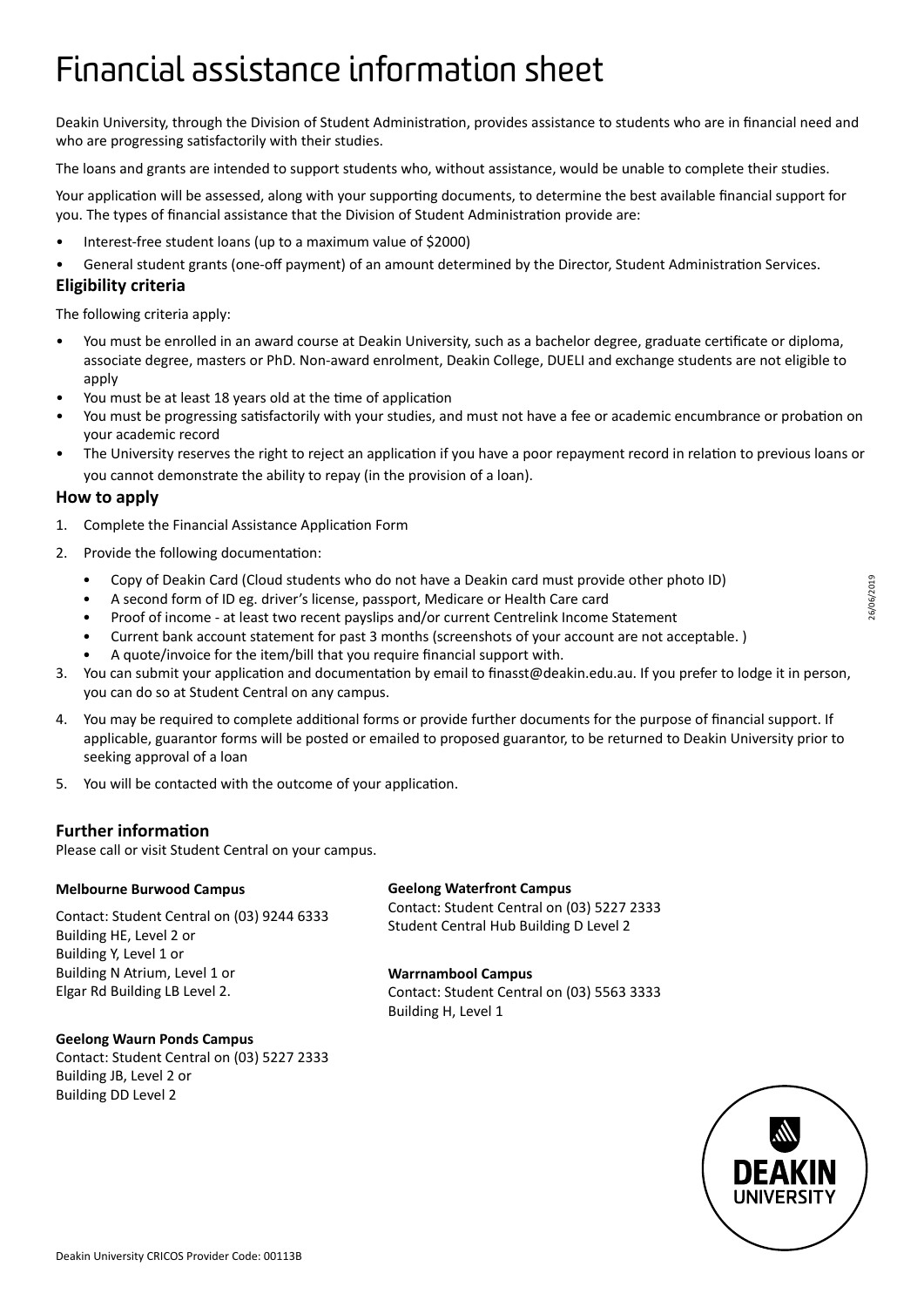# Financial assistance information sheet

Deakin University, through the Division of Student Administration, provides assistance to students who are in financial need and who are progressing satisfactorily with their studies.

The loans and grants are intended to support students who, without assistance, would be unable to complete their studies.

Your application will be assessed, along with your supporting documents, to determine the best available financial support for you. The types of financial assistance that the Division of Student Administration provide are:

- Interest-free student loans (up to a maximum value of $2000)
- General student grants (one-off payment) of an amount determined by the Director, Student Administration Services.

## Eligibility criteria

The following criteria apply:

- You must be enrolled in an award course at Deakin University, such as a bachelor degree, graduate certificate or diploma, associate degree, masters or PhD. Non-award enrolment, Deakin College, DUELI and exchange students are not eligible to apply
- You must be at least 18 years old at the time of application
- You must be progressing satisfactorily with your studies, and must not have a fee or academic encumbrance or probation on your academic record
- The University reserves the right to reject an application if you have a poor repayment record in relation to previous loans or you cannot demonstrate the ability to repay (in the provision of a loan).

## How to apply

1. Complete the Financial Assistance Application Form
2. Provide the following documentation:
   - Copy of Deakin Card (Cloud students who do not have a Deakin card must provide other photo ID)
   - A second form of ID eg. driver's license, passport, Medicare or Health Care card
   - Proof of income - at least two recent payslips and/or current Centrelink Income Statement
   - Current bank account statement for past 3 months (screenshots of your account are not acceptable. )
   - A quote/invoice for the item/bill that you require financial support with.
3. You can submit your application and documentation by email to finasst@deakin.edu.au. If you prefer to lodge it in person, you can do so at Student Central on any campus.
4. You may be required to complete additional forms or provide further documents for the purpose of financial support. If applicable, guarantor forms will be posted or emailed to proposed guarantor, to be returned to Deakin University prior to seeking approval of a loan
5. You will be contacted with the outcome of your application.

## Further information

Please call or visit Student Central on your campus.

**Melbourne Burwood Campus**

Contact: Student Central on (03) 9244 6333
Building HE, Level 2 or
Building Y, Level 1 or
Building N Atrium, Level 1 or
Elgar Rd Building LB Level 2.

**Geelong Waurn Ponds Campus**

Contact: Student Central on (03) 5227 2333
Building JB, Level 2 or
Building DD Level 2

**Geelong Waterfront Campus**

Contact: Student Central on (03) 5227 2333
Student Central Hub Building D Level 2

**Warrnambool Campus**

Contact: Student Central on (03) 5563 3333
Building H, Level 1

26/06/2019

Deakin University CRICOS Provider Code: 00113B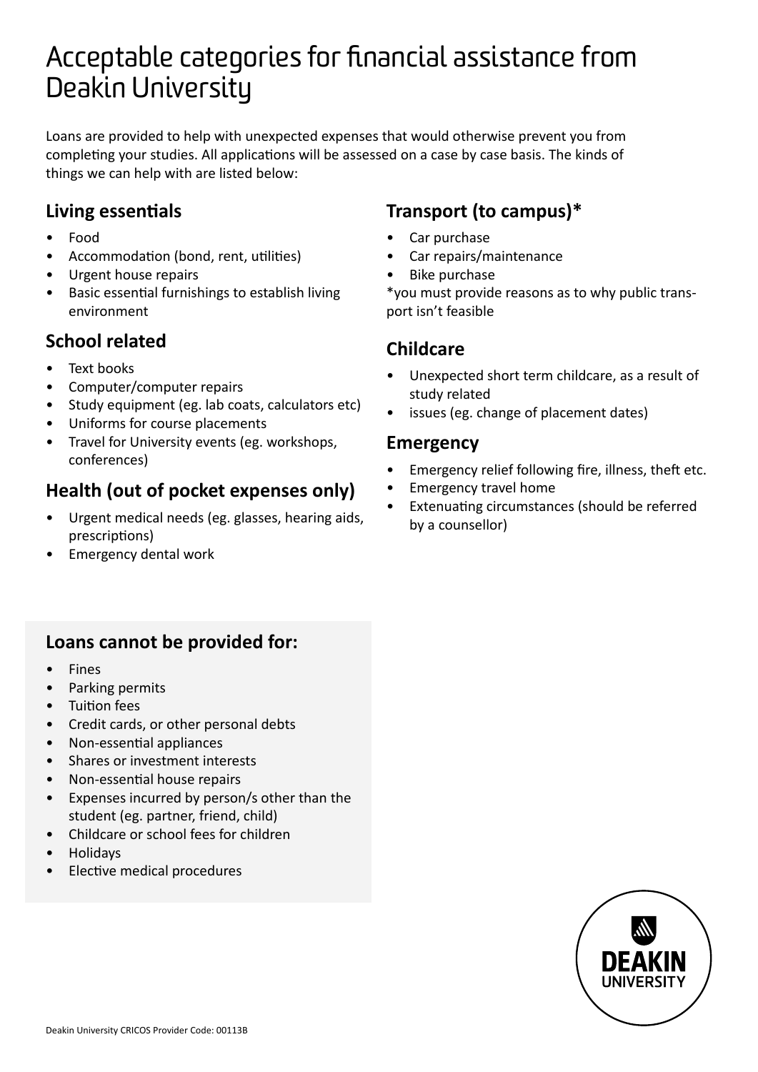# Acceptable categories for financial assistance from Deakin University

Loans are provided to help with unexpected expenses that would otherwise prevent you from completing your studies. All applications will be assessed on a case by case basis. The kinds of things we can help with are listed below:

## Living essentials

- Food
- Accommodation (bond, rent, utilities)
- Urgent house repairs
- Basic essential furnishings to establish living environment

## School related

- Text books
- Computer/computer repairs
- Study equipment (eg. lab coats, calculators etc)
- Uniforms for course placements
- Travel for University events (eg. workshops, conferences)

## Health (out of pocket expenses only)

- Urgent medical needs (eg. glasses, hearing aids, prescriptions)
- Emergency dental work

## Transport (to campus)*

- Car purchase
- Car repairs/maintenance
- Bike purchase

*you must provide reasons as to why public transport isn't feasible

## Childcare

- Unexpected short term childcare, as a result of study related
- issues (eg. change of placement dates)

## Emergency

- Emergency relief following fire, illness, theft etc.
- Emergency travel home
- Extenuating circumstances (should be referred by a counsellor)

## Loans cannot be provided for:

- Fines
- Parking permits
- Tuition fees
- Credit cards, or other personal debts
- Non-essential appliances
- Shares or investment interests
- Non-essential house repairs
- Expenses incurred by person/s other than the student (eg. partner, friend, child)
- Childcare or school fees for children
- Holidays
- Elective medical procedures

Deakin University CRICOS Provider Code: 00113B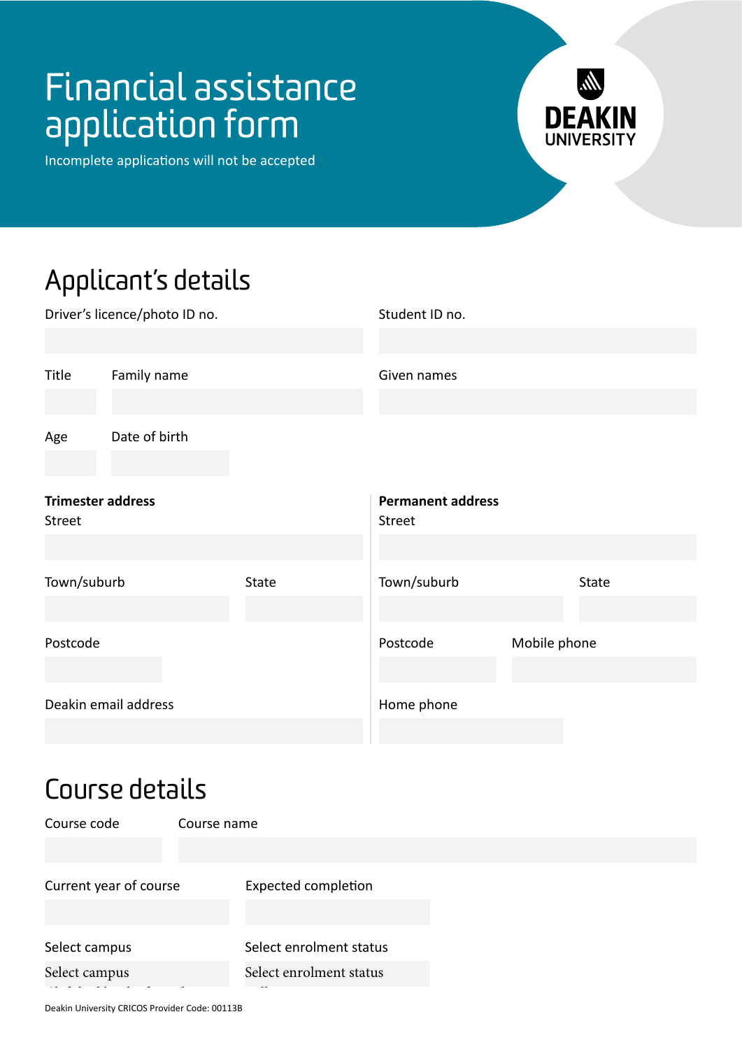# Financial assistance application form

Incomplete applications will not be accepted

DEAKIN UNIVERSITY

## Applicant's details

Driver's licence/photo ID no.

Student ID no.

Title

Family name

Given names

Age

Date of birth

**Trimester address**

Street

Town/suburb

State

Postcode

Deakin email address

**Permanent address**

Street

Town/suburb

State

Postcode

Mobile phone

Home phone

## Course details

Course code

Course name

Current year of course

Expected completion

Select campus

Select campus

Select enrolment status

Select enrolment status

Deakin University CRICOS Provider Code: 00113B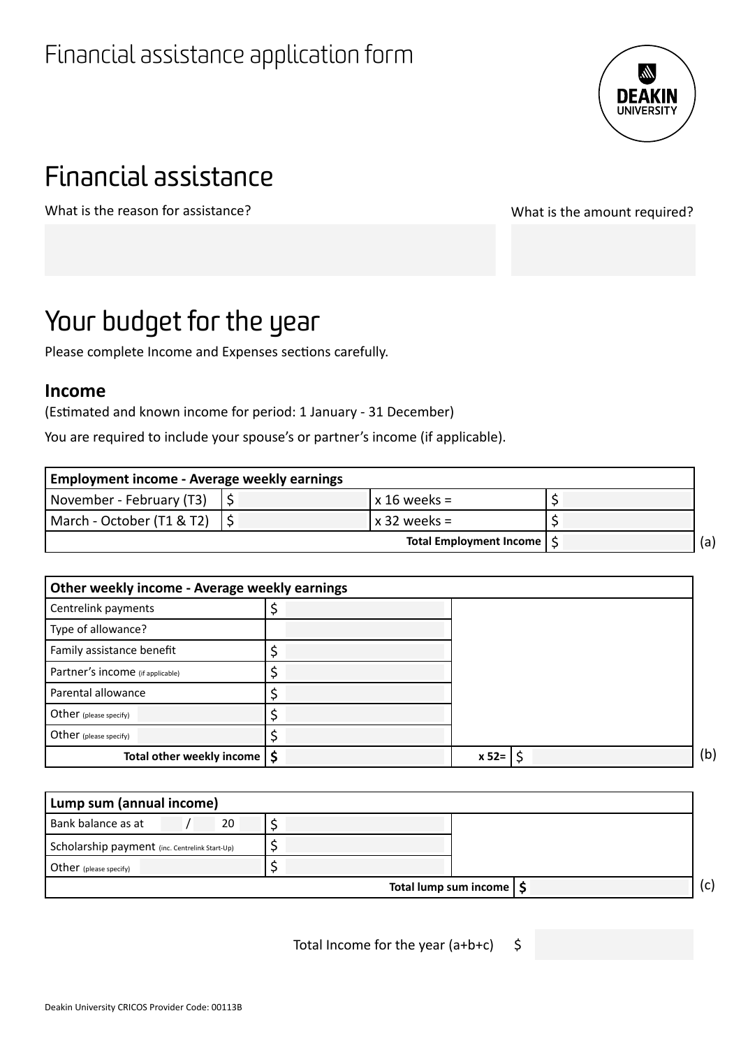# Financial assistance application form

## Financial assistance

What is the reason for assistance?

What is the amount required?

## Your budget for the year

Please complete Income and Expenses sections carefully.

### Income

(Estimated and known income for period: 1 January - 31 December)

You are required to include your spouse's or partner's income (if applicable).

| Employment income - Average weekly earnings | | | | |
|---|---|---|---|---|
| November - February (T3) | $ | x 16 weeks = | $ | |
| March - October (T1 & T2) | $ | x 32 weeks = | $ | |
| | | **Total Employment Income** | $ | (a) |

| Other weekly income - Average weekly earnings | | | | |
|---|---|---|---|---|
| Centrelink payments | $ | | | |
| Type of allowance? | | | | |
| Family assistance benefit | $ | | | |
| Partner's income (if applicable) | $ | | | |
| Parental allowance | $ | | | |
| Other (please specify) | $ | | | |
| Other (please specify) | $ | | | |
| **Total other weekly income** | **$** | **x 52=** | $ | (b) |

| Lump sum (annual income) | | | |
|---|---|---|---|
| Bank balance as at / 20 | $ | | |
| Scholarship payment (inc. Centrelink Start-Up) | $ | | |
| Other (please specify) | $ | | |
| | **Total lump sum income** | **$** | (c) |

Total Income for the year (a+b+c) $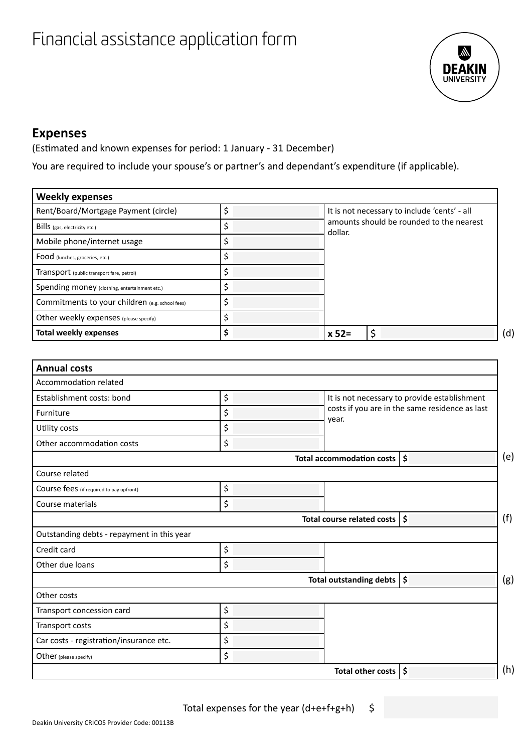# Financial assistance application form

## Expenses

(Estimated and known expenses for period: 1 January - 31 December)

You are required to include your spouse's or partner's and dependant's expenditure (if applicable).

| **Weekly expenses** | | | | |
|---|---|---|---|---|
| Rent/Board/Mortgage Payment (circle) | $ | It is not necessary to include 'cents' - all amounts should be rounded to the nearest dollar. | | |
| Bills (gas, electricity etc.) | $ | | | |
| Mobile phone/internet usage | $ | | | |
| Food (lunches, groceries, etc.) | $ | | | |
| Transport (public transport fare, petrol) | $ | | | |
| Spending money (clothing, entertainment etc.) | $ | | | |
| Commitments to your children (e.g. school fees) | $ | | | |
| Other weekly expenses (please specify) | $ | | | |
| **Total weekly expenses** | **$** | **x 52=** | $ | (d) |

| **Annual costs** | | | | |
|---|---|---|---|---|
| Accommodation related | | | | |
| Establishment costs: bond | $ | It is not necessary to provide establishment costs if you are in the same residence as last year. | | |
| Furniture | $ | | | |
| Utility costs | $ | | | |
| Other accommodation costs | $ | | | |
| | | **Total accommodation costs** | **$** | (e) |
| Course related | | | | |
| Course fees (if required to pay upfront) | $ | | | |
| Course materials | $ | | | |
| | | **Total course related costs** | **$** | (f) |
| Outstanding debts - repayment in this year | | | | |
| Credit card | $ | | | |
| Other due loans | $ | | | |
| | | **Total outstanding debts** | **$** | (g) |
| Other costs | | | | |
| Transport concession card | $ | | | |
| Transport costs | $ | | | |
| Car costs - registration/insurance etc. | $ | | | |
| Other (please specify) | $ | | | |
| | | **Total other costs** | **$** | (h) |

Total expenses for the year (d+e+f+g+h) $

Deakin University CRICOS Provider Code: 00113B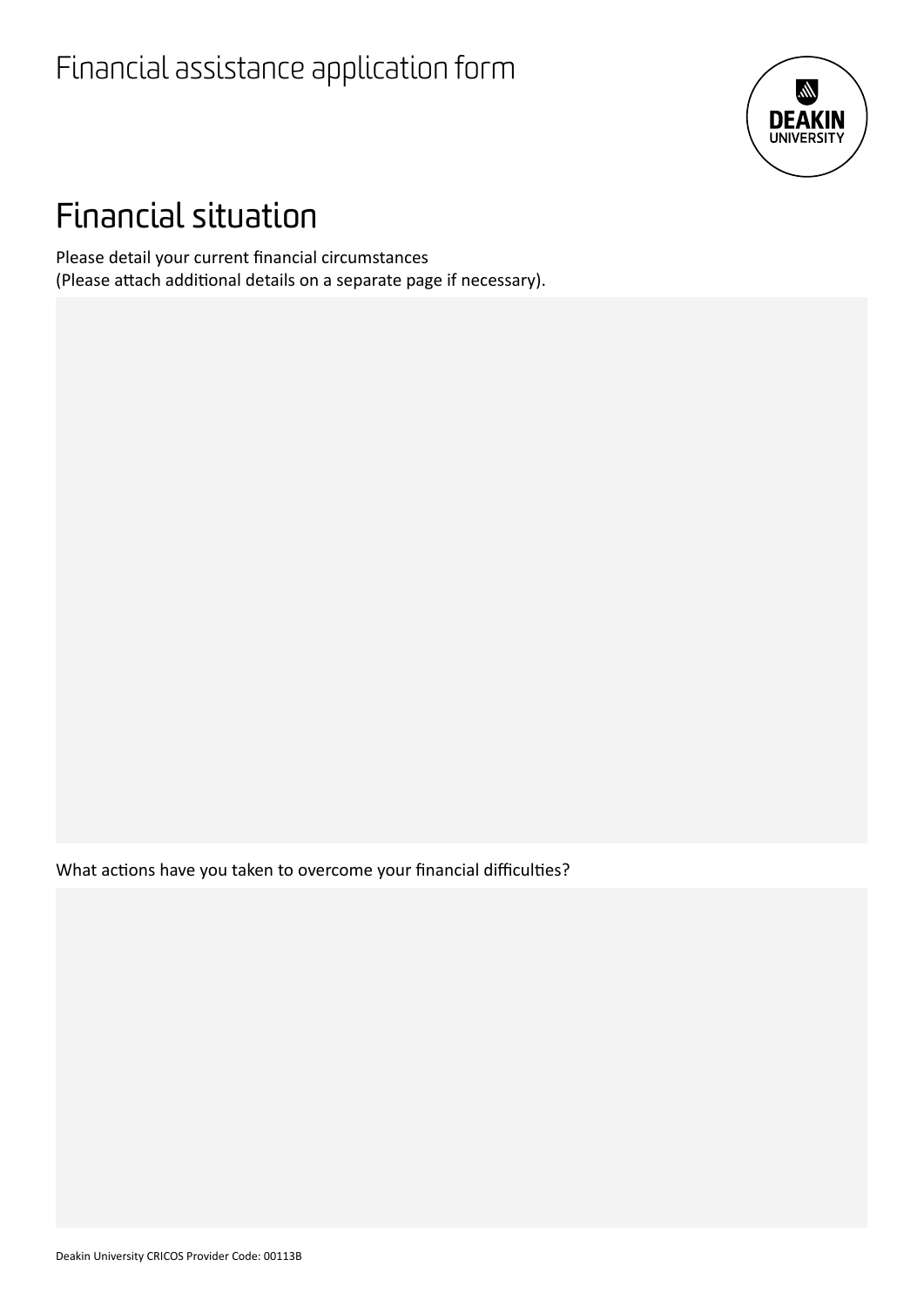# Financial assistance application form

## Financial situation

Please detail your current financial circumstances
(Please attach additional details on a separate page if necessary).

What actions have you taken to overcome your financial difficulties?

Deakin University CRICOS Provider Code: 00113B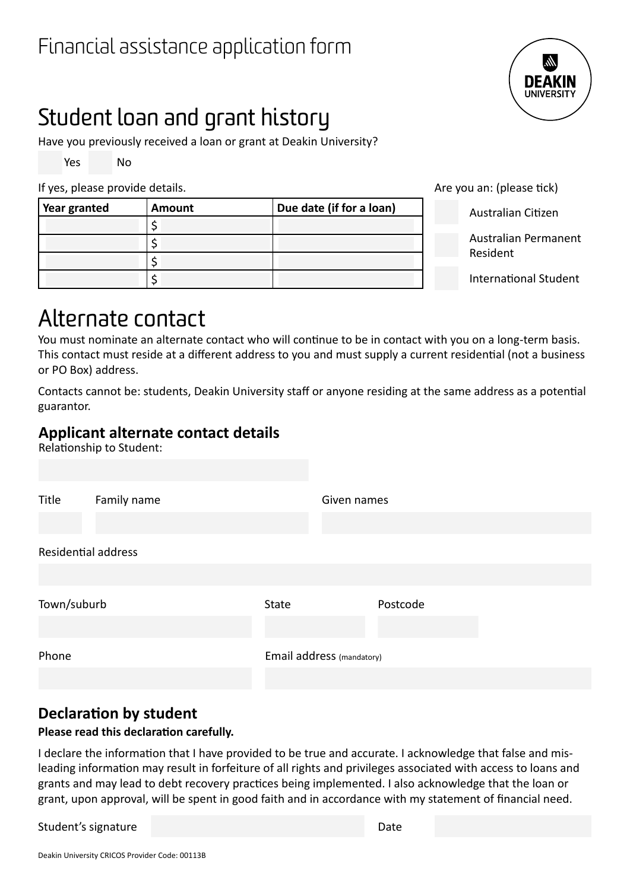# Financial assistance application form

## Student loan and grant history

Have you previously received a loan or grant at Deakin University?

☐ Yes ☐ No

If yes, please provide details.

| Year granted | Amount | Due date (if for a loan) |
|---|---|---|
| | $ | |
| | $ | |
| | $ | |
| | $ | |

Are you an: (please tick)

☐ Australian Citizen

☐ Australian Permanent Resident

☐ International Student

## Alternate contact

You must nominate an alternate contact who will continue to be in contact with you on a long-term basis. This contact must reside at a different address to you and must supply a current residential (not a business or PO Box) address.

Contacts cannot be: students, Deakin University staff or anyone residing at the same address as a potential guarantor.

### Applicant alternate contact details

Relationship to Student:

Title

Family name

Given names

Residential address

Town/suburb

State

Postcode

Phone

Email address (mandatory)

### Declaration by student

**Please read this declaration carefully.**

I declare the information that I have provided to be true and accurate. I acknowledge that false and mis-leading information may result in forfeiture of all rights and privileges associated with access to loans and grants and may lead to debt recovery practices being implemented. I also acknowledge that the loan or grant, upon approval, will be spent in good faith and in accordance with my statement of financial need.

Student's signature

Date

Deakin University CRICOS Provider Code: 00113B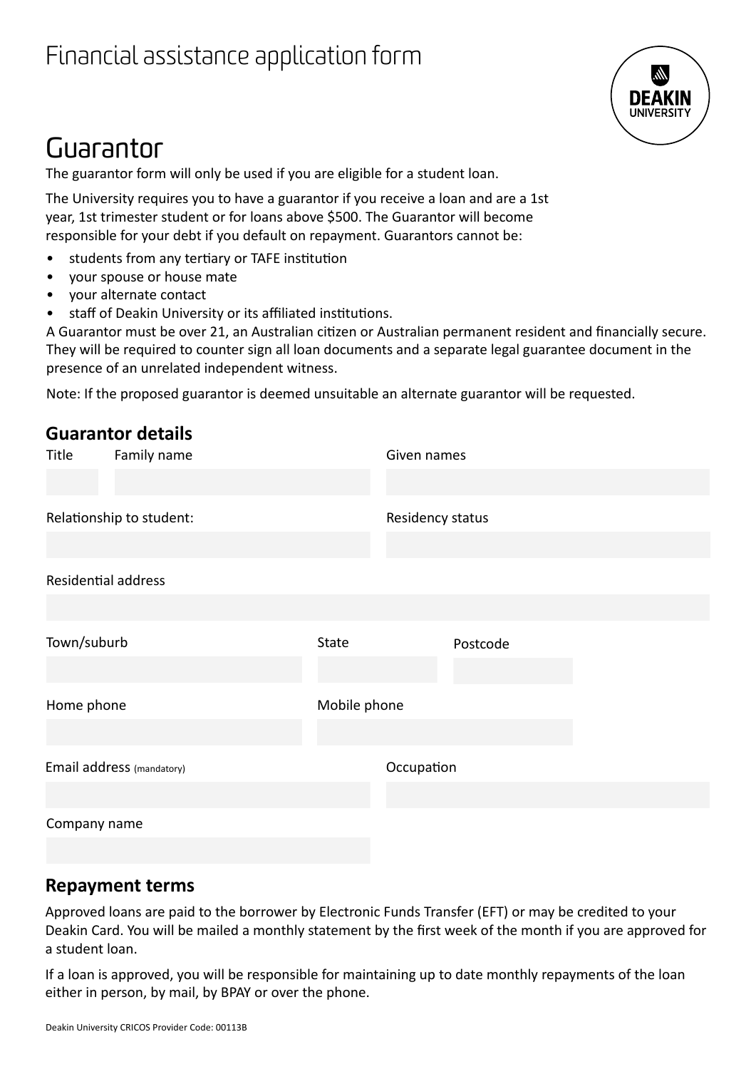# Financial assistance application form

# Guarantor

The guarantor form will only be used if you are eligible for a student loan.

The University requires you to have a guarantor if you receive a loan and are a 1st year, 1st trimester student or for loans above $500. The Guarantor will become responsible for your debt if you default on repayment. Guarantors cannot be:

- students from any tertiary or TAFE institution
- your spouse or house mate
- your alternate contact
- staff of Deakin University or its affiliated institutions.

A Guarantor must be over 21, an Australian citizen or Australian permanent resident and financially secure. They will be required to counter sign all loan documents and a separate legal guarantee document in the presence of an unrelated independent witness.

Note: If the proposed guarantor is deemed unsuitable an alternate guarantor will be requested.

## Guarantor details

Title

Family name

Given names

Relationship to student:

Residency status

Residential address

Town/suburb

State

Postcode

Home phone

Mobile phone

Email address (mandatory)

Occupation

Company name

## Repayment terms

Approved loans are paid to the borrower by Electronic Funds Transfer (EFT) or may be credited to your Deakin Card. You will be mailed a monthly statement by the first week of the month if you are approved for a student loan.

If a loan is approved, you will be responsible for maintaining up to date monthly repayments of the loan either in person, by mail, by BPAY or over the phone.

Deakin University CRICOS Provider Code: 00113B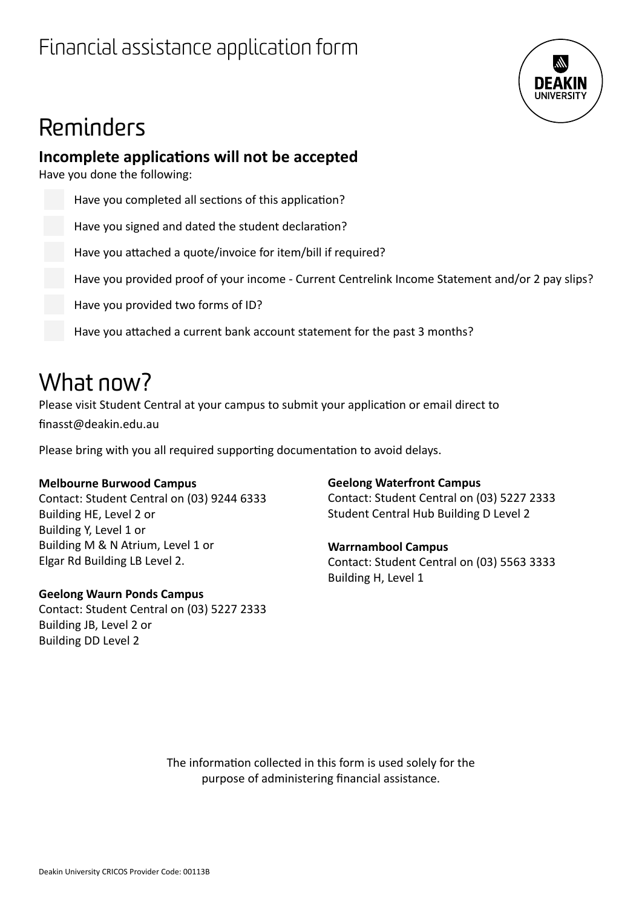# Financial assistance application form

## Reminders

### Incomplete applications will not be accepted

Have you done the following:

- [ ] Have you completed all sections of this application?
- [ ] Have you signed and dated the student declaration?
- [ ] Have you attached a quote/invoice for item/bill if required?
- [ ] Have you provided proof of your income - Current Centrelink Income Statement and/or 2 pay slips?
- [ ] Have you provided two forms of ID?
- [ ] Have you attached a current bank account statement for the past 3 months?

## What now?

Please visit Student Central at your campus to submit your application or email direct to finasst@deakin.edu.au

Please bring with you all required supporting documentation to avoid delays.

**Melbourne Burwood Campus**
Contact: Student Central on (03) 9244 6333
Building HE, Level 2 or
Building Y, Level 1 or
Building M & N Atrium, Level 1 or
Elgar Rd Building LB Level 2.

**Geelong Waurn Ponds Campus**
Contact: Student Central on (03) 5227 2333
Building JB, Level 2 or
Building DD Level 2

**Geelong Waterfront Campus**
Contact: Student Central on (03) 5227 2333
Student Central Hub Building D Level 2

**Warrnambool Campus**
Contact: Student Central on (03) 5563 3333
Building H, Level 1

The information collected in this form is used solely for the purpose of administering financial assistance.

Deakin University CRICOS Provider Code: 00113B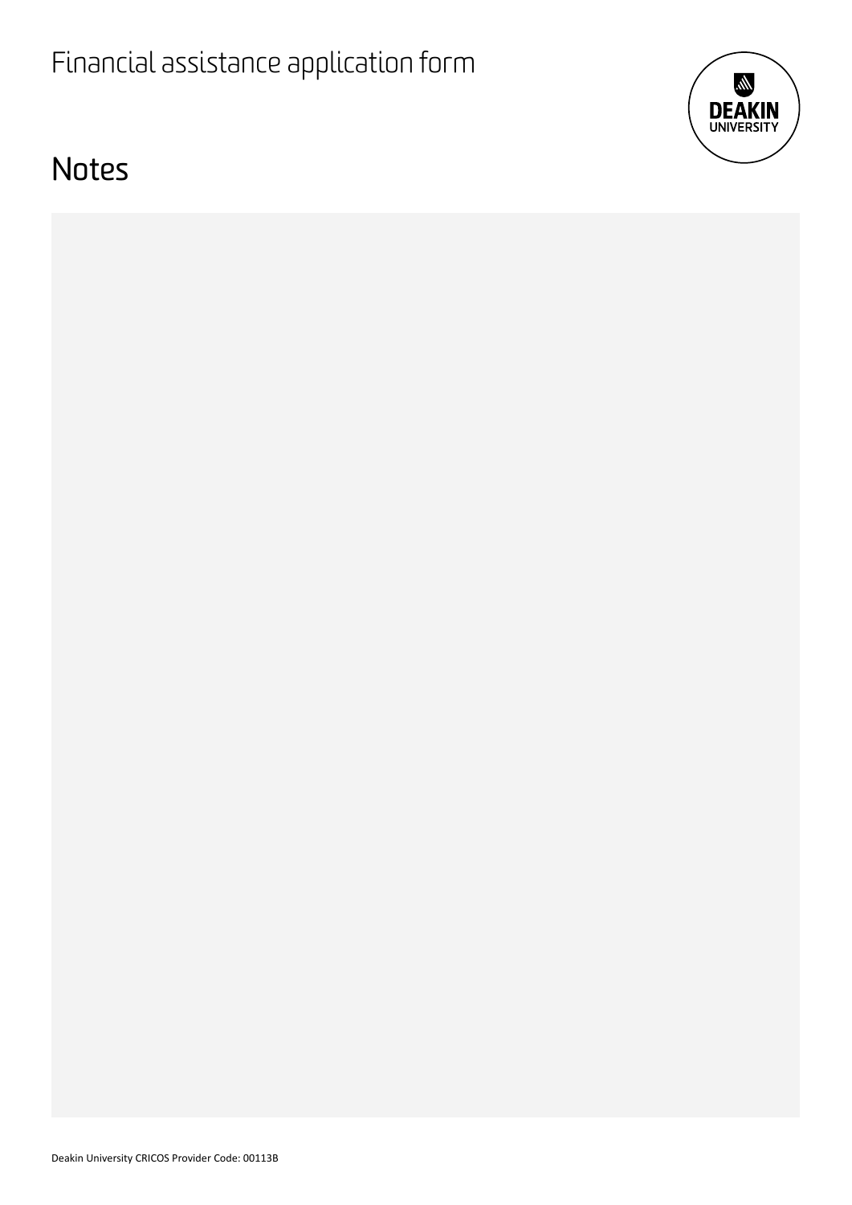# Notes